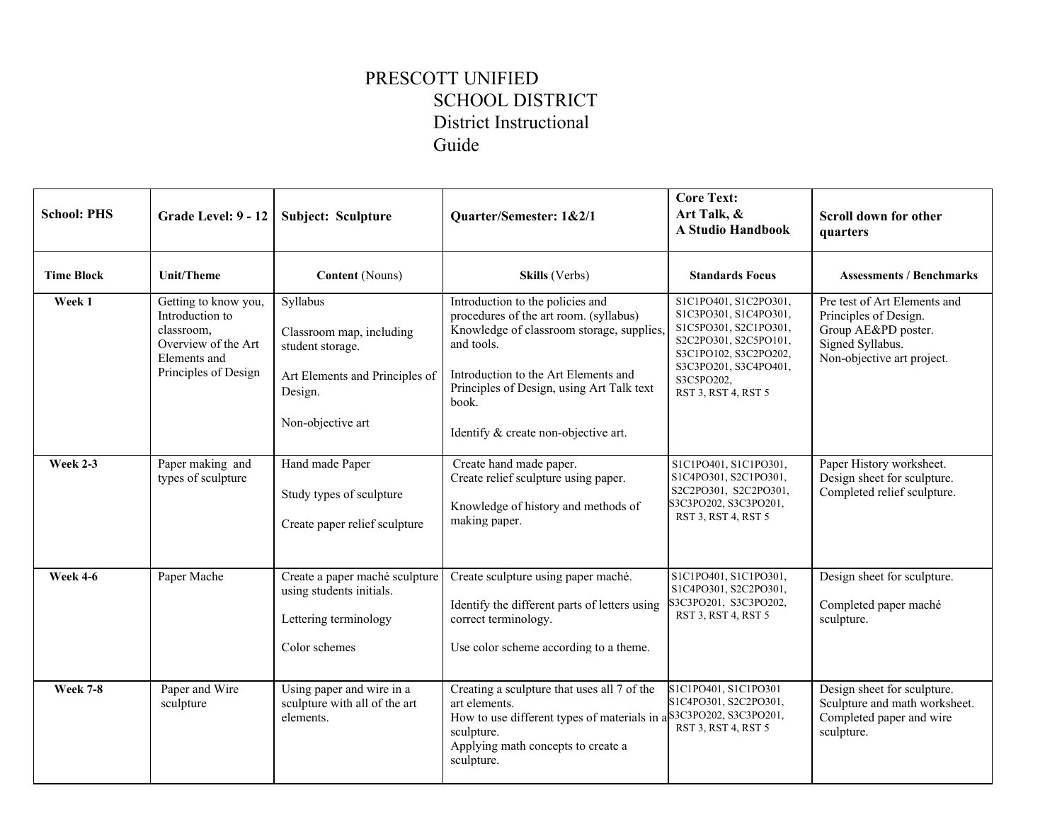# PRESCOTT UNIFIED SCHOOL DISTRICT District Instructional Guide

| School: PHS | Grade Level: 9 - 12 | Subject: Sculpture | Quarter/Semester: 1&2/1 | Core Text: Art Talk, & A Studio Handbook | Scroll down for other quarters |
|---|---|---|---|---|---|
| **Time Block** | **Unit/Theme** | **Content** (Nouns) | **Skills** (Verbs) | **Standards Focus** | **Assessments / Benchmarks** |
| **Week 1** | Getting to know you, Introduction to classroom, Overview of the Art Elements and Principles of Design | Syllabus<br><br>Classroom map, including student storage.<br><br>Art Elements and Principles of Design.<br><br>Non-objective art | Introduction to the policies and procedures of the art room. (syllabus) Knowledge of classroom storage, supplies, and tools.<br><br>Introduction to the Art Elements and Principles of Design, using Art Talk text book.<br><br>Identify & create non-objective art. | S1C1PO401, S1C2PO301, S1C3PO301, S1C4PO301, S1C5PO301, S2C1PO301, S2C2PO301, S2C5PO101, S3C1PO102, S3C2PO202, S3C3PO201, S3C4PO401, S3C5PO202, RST 3, RST 4, RST 5 | Pre test of Art Elements and Principles of Design.<br>Group AE&PD poster.<br>Signed Syllabus.<br>Non-objective art project. |
| **Week 2-3** | Paper making and types of sculpture | Hand made Paper<br><br>Study types of sculpture<br><br>Create paper relief sculpture | Create hand made paper.<br>Create relief sculpture using paper.<br><br>Knowledge of history and methods of making paper. | S1C1PO401, S1C1PO301, S1C4PO301, S2C1PO301, S2C2PO301, S2C2PO301, S3C3PO202, S3C3PO201, RST 3, RST 4, RST 5 | Paper History worksheet.<br>Design sheet for sculpture.<br>Completed relief sculpture. |
| **Week 4-6** | Paper Mache | Create a paper maché sculpture using students initials.<br><br>Lettering terminology<br><br>Color schemes | Create sculpture using paper maché.<br><br>Identify the different parts of letters using correct terminology.<br><br>Use color scheme according to a theme. | S1C1PO401, S1C1PO301, S1C4PO301, S2C2PO301, S3C3PO201, S3C3PO202, RST 3, RST 4, RST 5 | Design sheet for sculpture.<br><br>Completed paper maché sculpture. |
| **Week 7-8** | Paper and Wire sculpture | Using paper and wire in a sculpture with all of the art elements. | Creating a sculpture that uses all 7 of the art elements.<br>How to use different types of materials in a sculpture.<br>Applying math concepts to create a sculpture. | S1C1PO401, S1C1PO301 S1C4PO301, S2C2PO301, S3C3PO202, S3C3PO201, RST 3, RST 4, RST 5 | Design sheet for sculpture.<br>Sculpture and math worksheet.<br>Completed paper and wire sculpture. |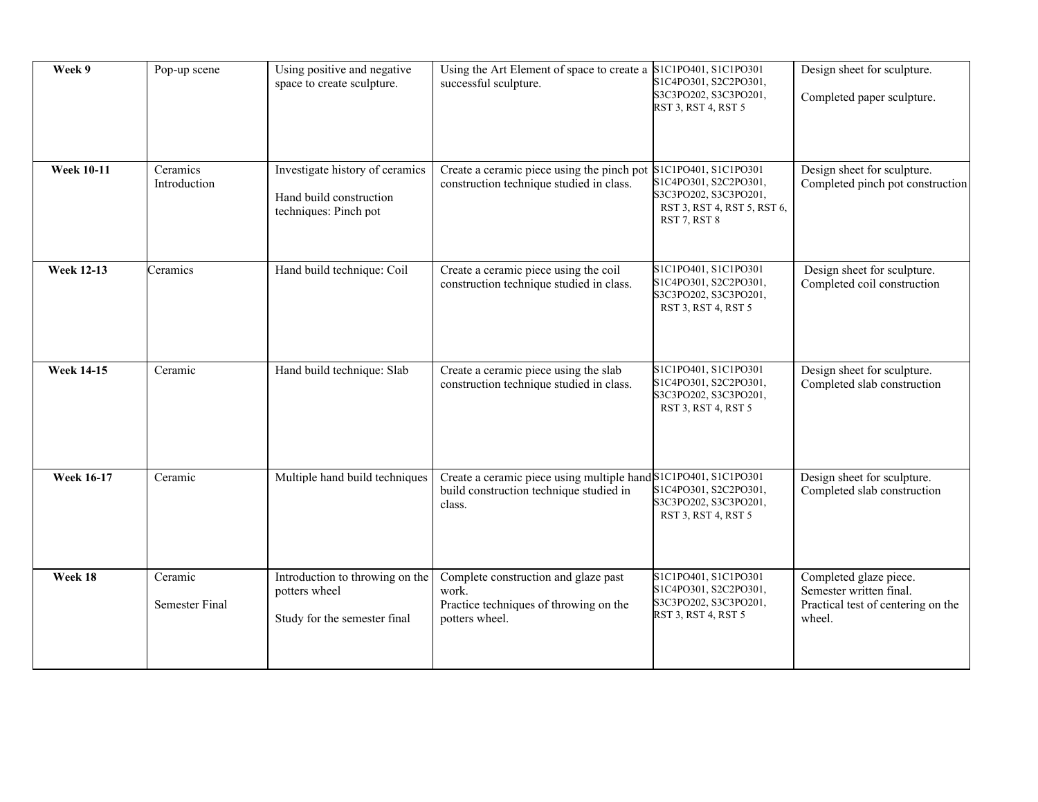| **Week 9** | Pop-up scene | Using positive and negative space to create sculpture. | Using the Art Element of space to create a successful sculpture. | S1C1PO401, S1C1PO301 S1C4PO301, S2C2PO301, S3C3PO202, S3C3PO201, RST 3, RST 4, RST 5 | Design sheet for sculpture.<br><br>Completed paper sculpture. |
|---|---|---|---|---|---|
| **Week 10-11** | Ceramics Introduction | Investigate history of ceramics<br><br>Hand build construction techniques: Pinch pot | Create a ceramic piece using the pinch pot construction technique studied in class. | S1C1PO401, S1C1PO301 S1C4PO301, S2C2PO301, S3C3PO202, S3C3PO201, RST 3, RST 4, RST 5, RST 6, RST 7, RST 8 | Design sheet for sculpture. Completed pinch pot construction |
| **Week 12-13** | Ceramics | Hand build technique: Coil | Create a ceramic piece using the coil construction technique studied in class. | S1C1PO401, S1C1PO301 S1C4PO301, S2C2PO301, S3C3PO202, S3C3PO201, RST 3, RST 4, RST 5 | Design sheet for sculpture. Completed coil construction |
| **Week 14-15** | Ceramic | Hand build technique: Slab | Create a ceramic piece using the slab construction technique studied in class. | S1C1PO401, S1C1PO301 S1C4PO301, S2C2PO301, S3C3PO202, S3C3PO201, RST 3, RST 4, RST 5 | Design sheet for sculpture. Completed slab construction |
| **Week 16-17** | Ceramic | Multiple hand build techniques | Create a ceramic piece using multiple hand build construction technique studied in class. | S1C1PO401, S1C1PO301 S1C4PO301, S2C2PO301, S3C3PO202, S3C3PO201, RST 3, RST 4, RST 5 | Design sheet for sculpture. Completed slab construction |
| **Week 18** | Ceramic<br><br>Semester Final | Introduction to throwing on the potters wheel<br><br>Study for the semester final | Complete construction and glaze past work.<br>Practice techniques of throwing on the potters wheel. | S1C1PO401, S1C1PO301 S1C4PO301, S2C2PO301, S3C3PO202, S3C3PO201, RST 3, RST 4, RST 5 | Completed glaze piece.<br>Semester written final.<br>Practical test of centering on the wheel. |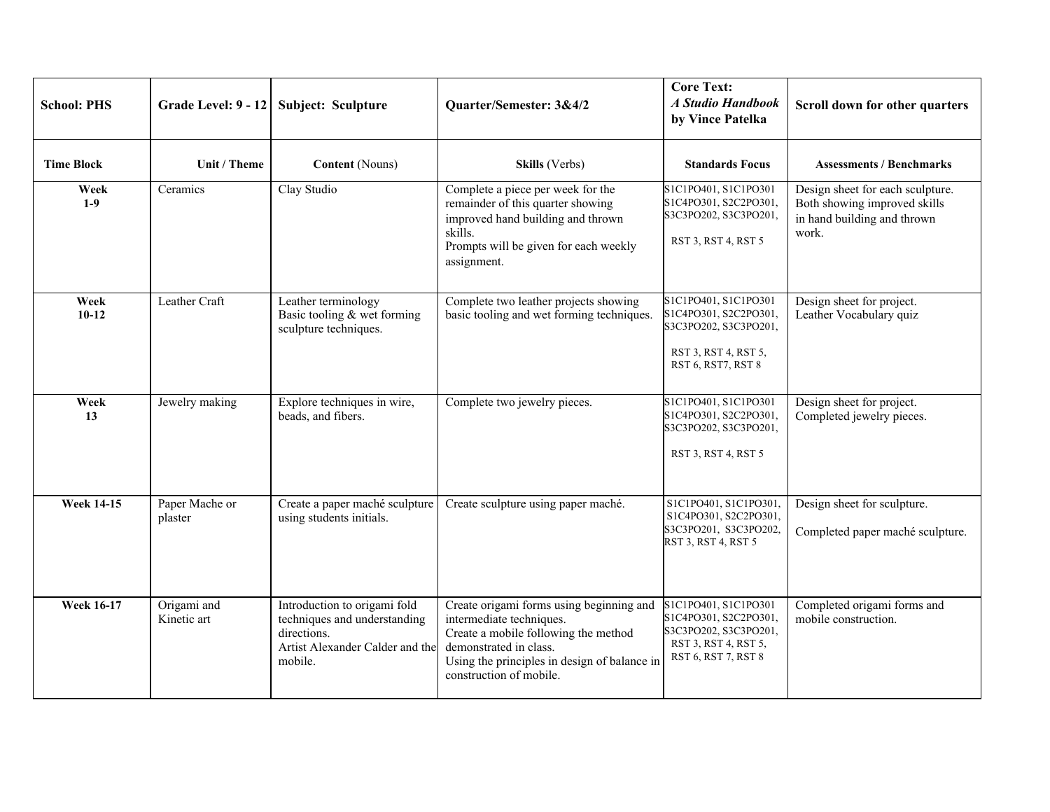| School: PHS | Grade Level: 9 - 12 | Subject: Sculpture | Quarter/Semester: 3&4/2 | Core Text: *A Studio Handbook* by Vince Patelka | Scroll down for other quarters |
|---|---|---|---|---|---|
| **Time Block** | **Unit / Theme** | **Content** (Nouns) | **Skills** (Verbs) | **Standards Focus** | **Assessments / Benchmarks** |
| **Week 1-9** | Ceramics | Clay Studio | Complete a piece per week for the remainder of this quarter showing improved hand building and thrown skills.<br>Prompts will be given for each weekly assignment. | S1C1PO401, S1C1PO301 S1C4PO301, S2C2PO301, S3C3PO202, S3C3PO201,<br>RST 3, RST 4, RST 5 | Design sheet for each sculpture. Both showing improved skills in hand building and thrown work. |
| **Week 10-12** | Leather Craft | Leather terminology<br>Basic tooling & wet forming sculpture techniques. | Complete two leather projects showing basic tooling and wet forming techniques. | S1C1PO401, S1C1PO301 S1C4PO301, S2C2PO301, S3C3PO202, S3C3PO201,<br>RST 3, RST 4, RST 5, RST 6, RST7, RST 8 | Design sheet for project.<br>Leather Vocabulary quiz |
| **Week 13** | Jewelry making | Explore techniques in wire, beads, and fibers. | Complete two jewelry pieces. | S1C1PO401, S1C1PO301 S1C4PO301, S2C2PO301, S3C3PO202, S3C3PO201,<br>RST 3, RST 4, RST 5 | Design sheet for project.<br>Completed jewelry pieces. |
| **Week 14-15** | Paper Mache or plaster | Create a paper maché sculpture using students initials. | Create sculpture using paper maché. | S1C1PO401, S1C1PO301, S1C4PO301, S2C2PO301, S3C3PO201, S3C3PO202, RST 3, RST 4, RST 5 | Design sheet for sculpture.<br>Completed paper maché sculpture. |
| **Week 16-17** | Origami and Kinetic art | Introduction to origami fold techniques and understanding directions.<br>Artist Alexander Calder and the mobile. | Create origami forms using beginning and intermediate techniques.<br>Create a mobile following the method demonstrated in class.<br>Using the principles in design of balance in construction of mobile. | S1C1PO401, S1C1PO301 S1C4PO301, S2C2PO301, S3C3PO202, S3C3PO201, RST 3, RST 4, RST 5, RST 6, RST 7, RST 8 | Completed origami forms and mobile construction. |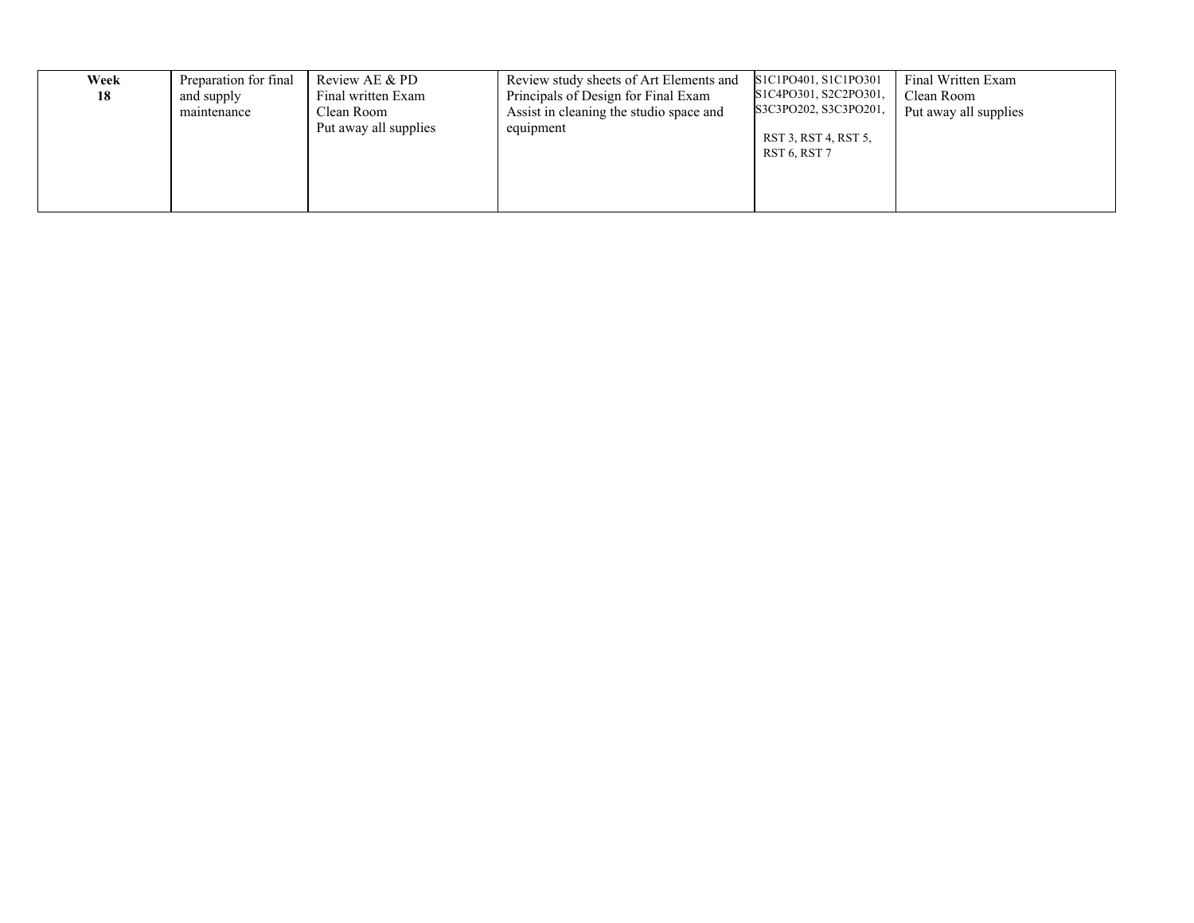| | | | | | |
|---|---|---|---|---|---|
| **Week 18** | Preparation for final and supply maintenance | Review AE & PD<br>Final written Exam<br>Clean Room<br>Put away all supplies | Review study sheets of Art Elements and Principals of Design for Final Exam<br>Assist in cleaning the studio space and equipment | S1C1PO401, S1C1PO301 S1C4PO301, S2C2PO301, S3C3PO202, S3C3PO201,<br>RST 3, RST 4, RST 5, RST 6, RST 7 | Final Written Exam<br>Clean Room<br>Put away all supplies |